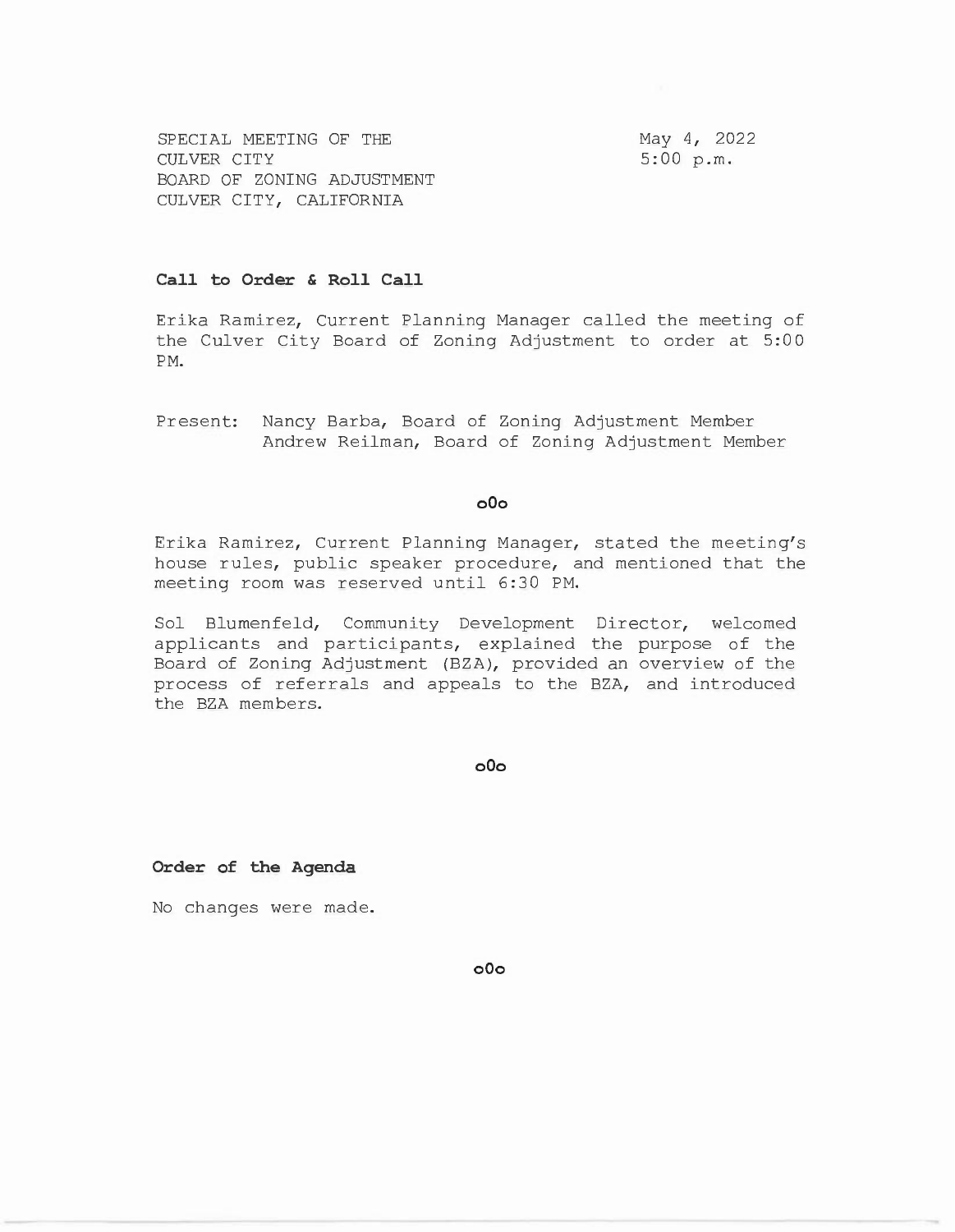SPECIAL MEETING OF THE
CULVER CITY
BOARD OF ZONING ADJUSTMENT
CULVER CITY, CALIFORNIA

May 4, 2022
5:00 p.m.

**Call to Order & Roll Call**

Erika Ramirez, Current Planning Manager called the meeting of the Culver City Board of Zoning Adjustment to order at 5:00 PM.

Present: Nancy Barba, Board of Zoning Adjustment Member
Andrew Reilman, Board of Zoning Adjustment Member

o0o

Erika Ramirez, Current Planning Manager, stated the meeting's house rules, public speaker procedure, and mentioned that the meeting room was reserved until 6:30 PM.

Sol Blumenfeld, Community Development Director, welcomed applicants and participants, explained the purpose of the Board of Zoning Adjustment (BZA), provided an overview of the process of referrals and appeals to the BZA, and introduced the BZA members.

o0o

**Order of the Agenda**

No changes were made.

o0o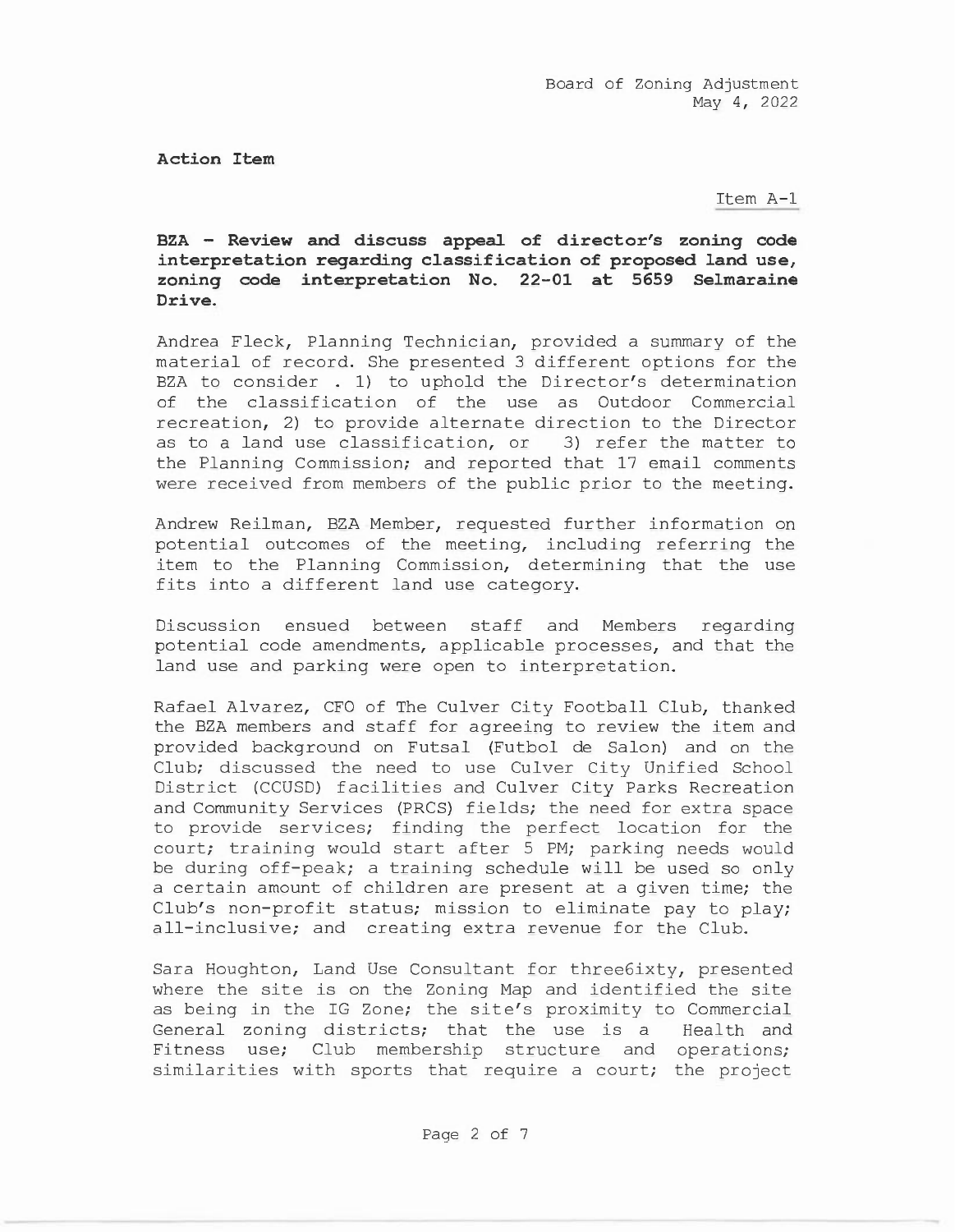Board of Zoning Adjustment
May 4, 2022

**Action Item**

Item A-1

**BZA - Review and discuss appeal of director's zoning code interpretation regarding classification of proposed land use, zoning code interpretation No. 22-01 at 5659 Selmaraine Drive.**

Andrea Fleck, Planning Technician, provided a summary of the material of record. She presented 3 different options for the BZA to consider . 1) to uphold the Director's determination of the classification of the use as Outdoor Commercial recreation, 2) to provide alternate direction to the Director as to a land use classification, or 3) refer the matter to the Planning Commission; and reported that 17 email comments were received from members of the public prior to the meeting.

Andrew Reilman, BZA Member, requested further information on potential outcomes of the meeting, including referring the item to the Planning Commission, determining that the use fits into a different land use category.

Discussion ensued between staff and Members regarding potential code amendments, applicable processes, and that the land use and parking were open to interpretation.

Rafael Alvarez, CFO of The Culver City Football Club, thanked the BZA members and staff for agreeing to review the item and provided background on Futsal (Futbol de Salon) and on the Club; discussed the need to use Culver City Unified School District (CCUSD) facilities and Culver City Parks Recreation and Community Services (PRCS) fields; the need for extra space to provide services; finding the perfect location for the court; training would start after 5 PM; parking needs would be during off-peak; a training schedule will be used so only a certain amount of children are present at a given time; the Club's non-profit status; mission to eliminate pay to play; all-inclusive; and creating extra revenue for the Club.

Sara Houghton, Land Use Consultant for three6ixty, presented where the site is on the Zoning Map and identified the site as being in the IG Zone; the site's proximity to Commercial General zoning districts; that the use is a Health and Fitness use; Club membership structure and operations; similarities with sports that require a court; the project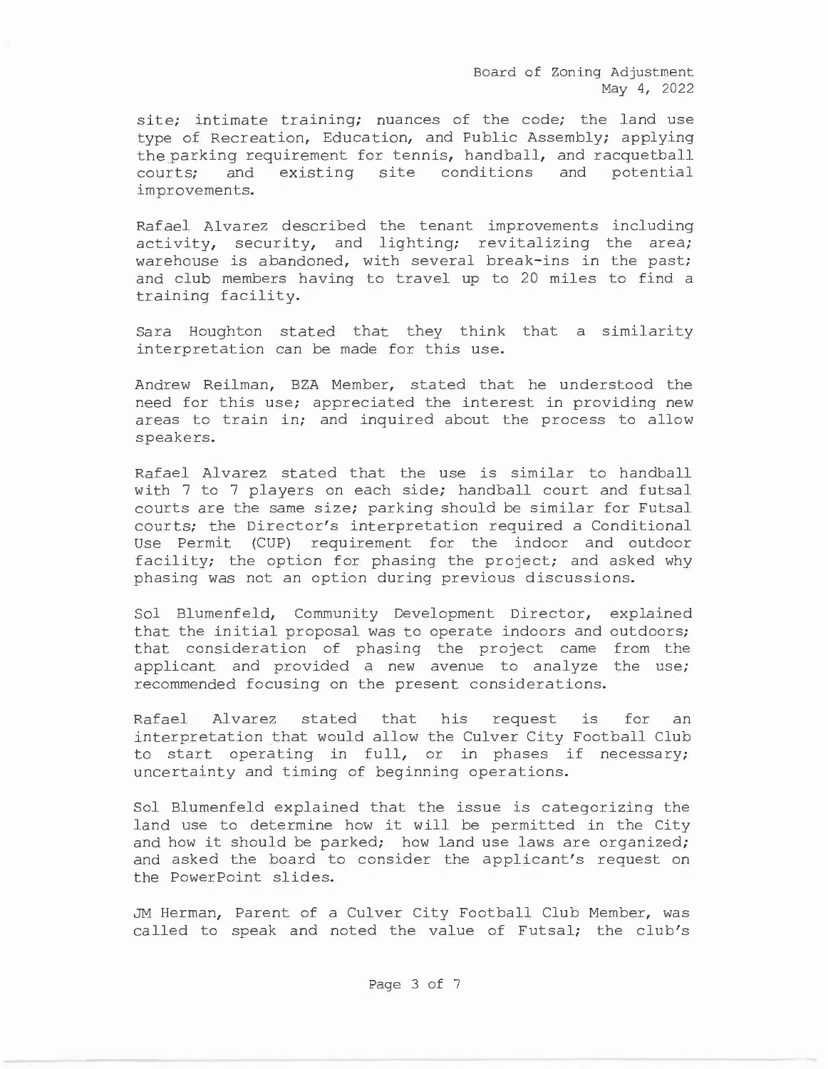site; intimate training; nuances of the code; the land use type of Recreation, Education, and Public Assembly; applying the parking requirement for tennis, handball, and racquetball courts; and existing site conditions and potential improvements.

Rafael Alvarez described the tenant improvements including activity, security, and lighting; revitalizing the area; warehouse is abandoned, with several break-ins in the past; and club members having to travel up to 20 miles to find a training facility.

Sara Houghton stated that they think that a similarity interpretation can be made for this use.

Andrew Reilman, BZA Member, stated that he understood the need for this use; appreciated the interest in providing new areas to train in; and inquired about the process to allow speakers.

Rafael Alvarez stated that the use is similar to handball with 7 to 7 players on each side; handball court and futsal courts are the same size; parking should be similar for Futsal courts; the Director's interpretation required a Conditional Use Permit (CUP) requirement for the indoor and outdoor facility; the option for phasing the project; and asked why phasing was not an option during previous discussions.

Sol Blumenfeld, Community Development Director, explained that the initial proposal was to operate indoors and outdoors; that consideration of phasing the project came from the applicant and provided a new avenue to analyze the use; recommended focusing on the present considerations.

Rafael Alvarez stated that his request is for an interpretation that would allow the Culver City Football Club to start operating in full, or in phases if necessary; uncertainty and timing of beginning operations.

Sol Blumenfeld explained that the issue is categorizing the land use to determine how it will be permitted in the City and how it should be parked; how land use laws are organized; and asked the board to consider the applicant's request on the PowerPoint slides.

JM Herman, Parent of a Culver City Football Club Member, was called to speak and noted the value of Futsal; the club's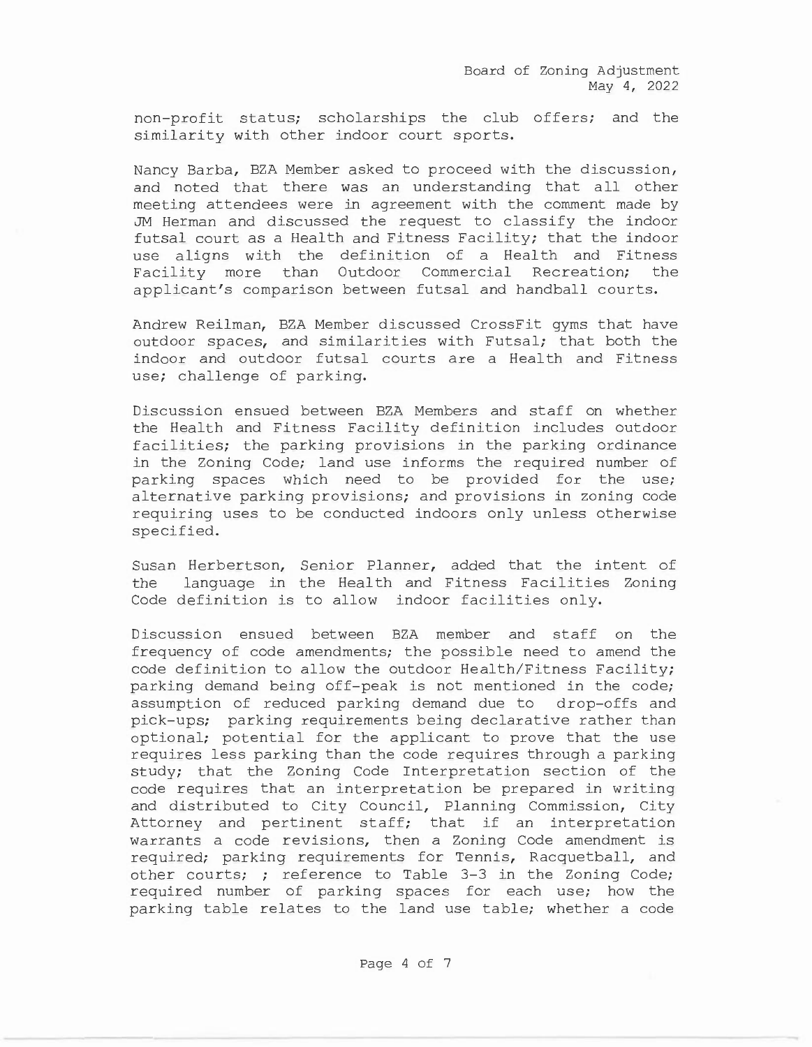non-profit status; scholarships the club offers; and the similarity with other indoor court sports.

Nancy Barba, BZA Member asked to proceed with the discussion, and noted that there was an understanding that all other meeting attendees were in agreement with the comment made by JM Herman and discussed the request to classify the indoor futsal court as a Health and Fitness Facility; that the indoor use aligns with the definition of a Health and Fitness Facility more than Outdoor Commercial Recreation; the applicant's comparison between futsal and handball courts.

Andrew Reilman, BZA Member discussed CrossFit gyms that have outdoor spaces, and similarities with Futsal; that both the indoor and outdoor futsal courts are a Health and Fitness use; challenge of parking.

Discussion ensued between BZA Members and staff on whether the Health and Fitness Facility definition includes outdoor facilities; the parking provisions in the parking ordinance in the Zoning Code; land use informs the required number of parking spaces which need to be provided for the use; alternative parking provisions; and provisions in zoning code requiring uses to be conducted indoors only unless otherwise specified.

Susan Herbertson, Senior Planner, added that the intent of the language in the Health and Fitness Facilities Zoning Code definition is to allow indoor facilities only.

Discussion ensued between BZA member and staff on the frequency of code amendments; the possible need to amend the code definition to allow the outdoor Health/Fitness Facility; parking demand being off-peak is not mentioned in the code; assumption of reduced parking demand due to drop-offs and pick-ups; parking requirements being declarative rather than optional; potential for the applicant to prove that the use requires less parking than the code requires through a parking study; that the Zoning Code Interpretation section of the code requires that an interpretation be prepared in writing and distributed to City Council, Planning Commission, City Attorney and pertinent staff; that if an interpretation warrants a code revisions, then a Zoning Code amendment is required; parking requirements for Tennis, Racquetball, and other courts; ; reference to Table 3-3 in the Zoning Code; required number of parking spaces for each use; how the parking table relates to the land use table; whether a code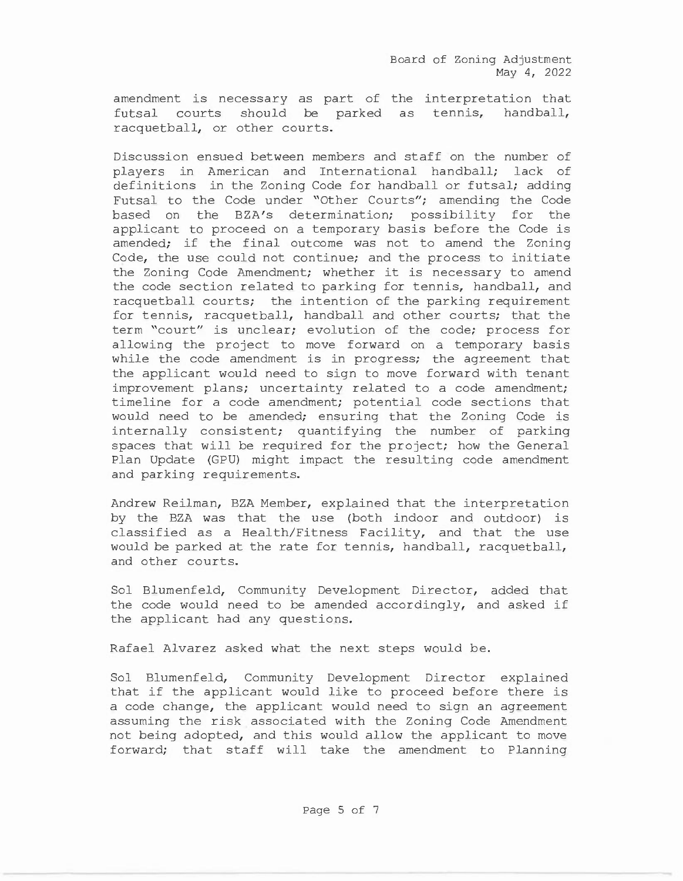amendment is necessary as part of the interpretation that futsal courts should be parked as tennis, handball, racquetball, or other courts.

Discussion ensued between members and staff on the number of players in American and International handball; lack of definitions in the Zoning Code for handball or futsal; adding Futsal to the Code under "Other Courts"; amending the Code based on the BZA's determination; possibility for the applicant to proceed on a temporary basis before the Code is amended; if the final outcome was not to amend the Zoning Code, the use could not continue; and the process to initiate the Zoning Code Amendment; whether it is necessary to amend the code section related to parking for tennis, handball, and racquetball courts; the intention of the parking requirement for tennis, racquetball, handball and other courts; that the term "court" is unclear; evolution of the code; process for allowing the project to move forward on a temporary basis while the code amendment is in progress; the agreement that the applicant would need to sign to move forward with tenant improvement plans; uncertainty related to a code amendment; timeline for a code amendment; potential code sections that would need to be amended; ensuring that the Zoning Code is internally consistent; quantifying the number of parking spaces that will be required for the project; how the General Plan Update (GPU) might impact the resulting code amendment and parking requirements.

Andrew Reilman, BZA Member, explained that the interpretation by the BZA was that the use (both indoor and outdoor) is classified as a Health/Fitness Facility, and that the use would be parked at the rate for tennis, handball, racquetball, and other courts.

Sol Blumenfeld, Community Development Director, added that the code would need to be amended accordingly, and asked if the applicant had any questions.

Rafael Alvarez asked what the next steps would be.

Sol Blumenfeld, Community Development Director explained that if the applicant would like to proceed before there is a code change, the applicant would need to sign an agreement assuming the risk associated with the Zoning Code Amendment not being adopted, and this would allow the applicant to move forward; that staff will take the amendment to Planning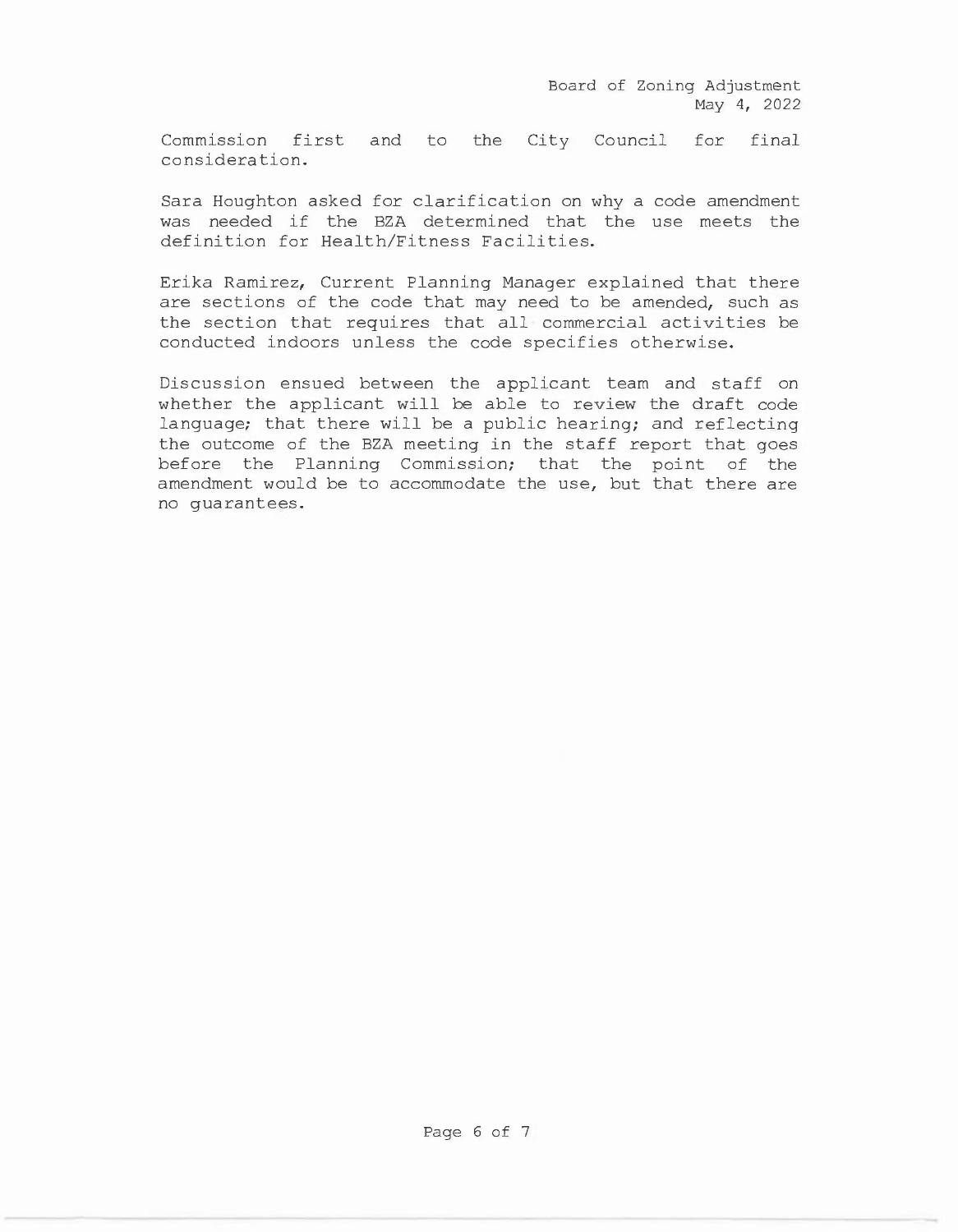Commission first and to the City Council for final consideration.

Sara Houghton asked for clarification on why a code amendment was needed if the BZA determined that the use meets the definition for Health/Fitness Facilities.

Erika Ramirez, Current Planning Manager explained that there are sections of the code that may need to be amended, such as the section that requires that all commercial activities be conducted indoors unless the code specifies otherwise.

Discussion ensued between the applicant team and staff on whether the applicant will be able to review the draft code language; that there will be a public hearing; and reflecting the outcome of the BZA meeting in the staff report that goes before the Planning Commission; that the point of the amendment would be to accommodate the use, but that there are no guarantees.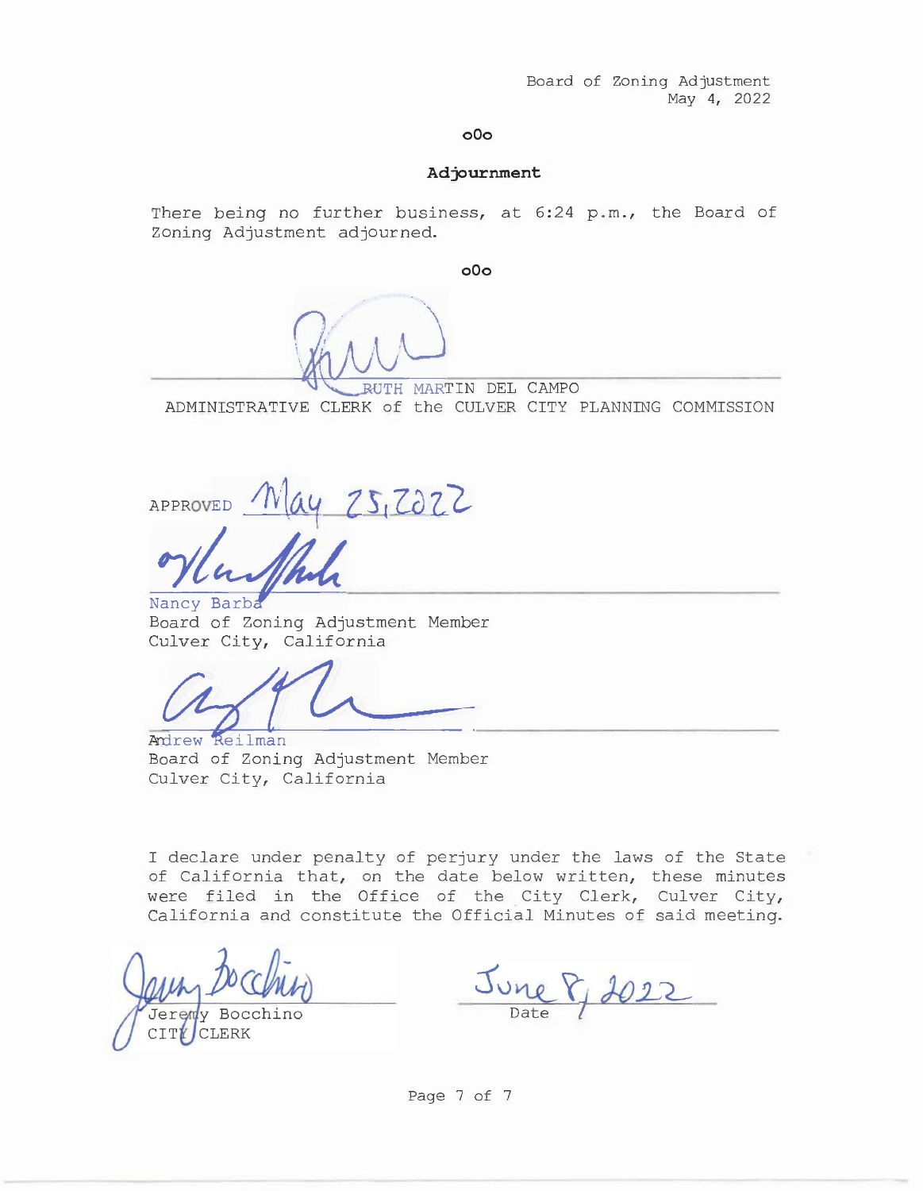Board of Zoning Adjustment
May 4, 2022

o0o

**Adjournment**

There being no further business, at 6:24 p.m., the Board of Zoning Adjustment adjourned.

o0o

RUTH MARTIN DEL CAMPO
ADMINISTRATIVE CLERK of the CULVER CITY PLANNING COMMISSION

APPROVED May 25, 2022

Nancy Barba
Board of Zoning Adjustment Member
Culver City, California

Andrew Reilman
Board of Zoning Adjustment Member
Culver City, California

I declare under penalty of perjury under the laws of the State of California that, on the date below written, these minutes were filed in the Office of the City Clerk, Culver City, California and constitute the Official Minutes of said meeting.

Jeremy Bocchino
CITY CLERK

June 8, 2022
Date